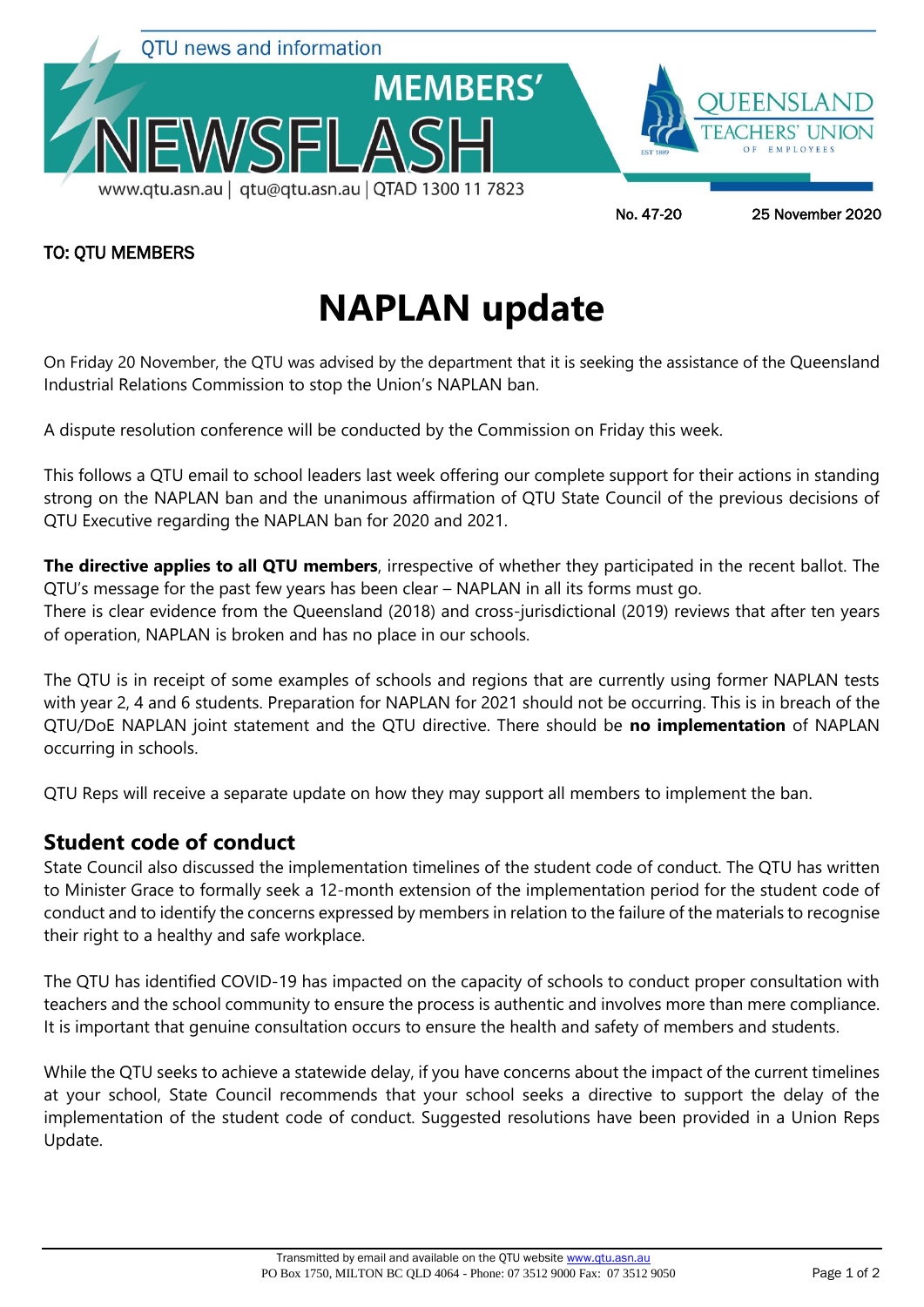QTU news and information

# MEMBERS' NEWSFLASH

www.qtu.asn.au | qtu@qtu.asn.au | QTAD 1300 11 7823

QUEENSLAND TEACHERS' UNION OF EMPLOYEES

No. 47-20 25 November 2020

**TO: QTU MEMBERS**

# NAPLAN update

On Friday 20 November, the QTU was advised by the department that it is seeking the assistance of the Queensland Industrial Relations Commission to stop the Union's NAPLAN ban.

A dispute resolution conference will be conducted by the Commission on Friday this week.

This follows a QTU email to school leaders last week offering our complete support for their actions in standing strong on the NAPLAN ban and the unanimous affirmation of QTU State Council of the previous decisions of QTU Executive regarding the NAPLAN ban for 2020 and 2021.

**The directive applies to all QTU members**, irrespective of whether they participated in the recent ballot. The QTU's message for the past few years has been clear – NAPLAN in all its forms must go.
There is clear evidence from the Queensland (2018) and cross-jurisdictional (2019) reviews that after ten years of operation, NAPLAN is broken and has no place in our schools.

The QTU is in receipt of some examples of schools and regions that are currently using former NAPLAN tests with year 2, 4 and 6 students. Preparation for NAPLAN for 2021 should not be occurring. This is in breach of the QTU/DoE NAPLAN joint statement and the QTU directive. There should be **no implementation** of NAPLAN occurring in schools.

QTU Reps will receive a separate update on how they may support all members to implement the ban.

## Student code of conduct

State Council also discussed the implementation timelines of the student code of conduct. The QTU has written to Minister Grace to formally seek a 12-month extension of the implementation period for the student code of conduct and to identify the concerns expressed by members in relation to the failure of the materials to recognise their right to a healthy and safe workplace.

The QTU has identified COVID-19 has impacted on the capacity of schools to conduct proper consultation with teachers and the school community to ensure the process is authentic and involves more than mere compliance. It is important that genuine consultation occurs to ensure the health and safety of members and students.

While the QTU seeks to achieve a statewide delay, if you have concerns about the impact of the current timelines at your school, State Council recommends that your school seeks a directive to support the delay of the implementation of the student code of conduct. Suggested resolutions have been provided in a Union Reps Update.

Transmitted by email and available on the QTU website www.qtu.asn.au
PO Box 1750, MILTON BC QLD 4064 - Phone: 07 3512 9000 Fax: 07 3512 9050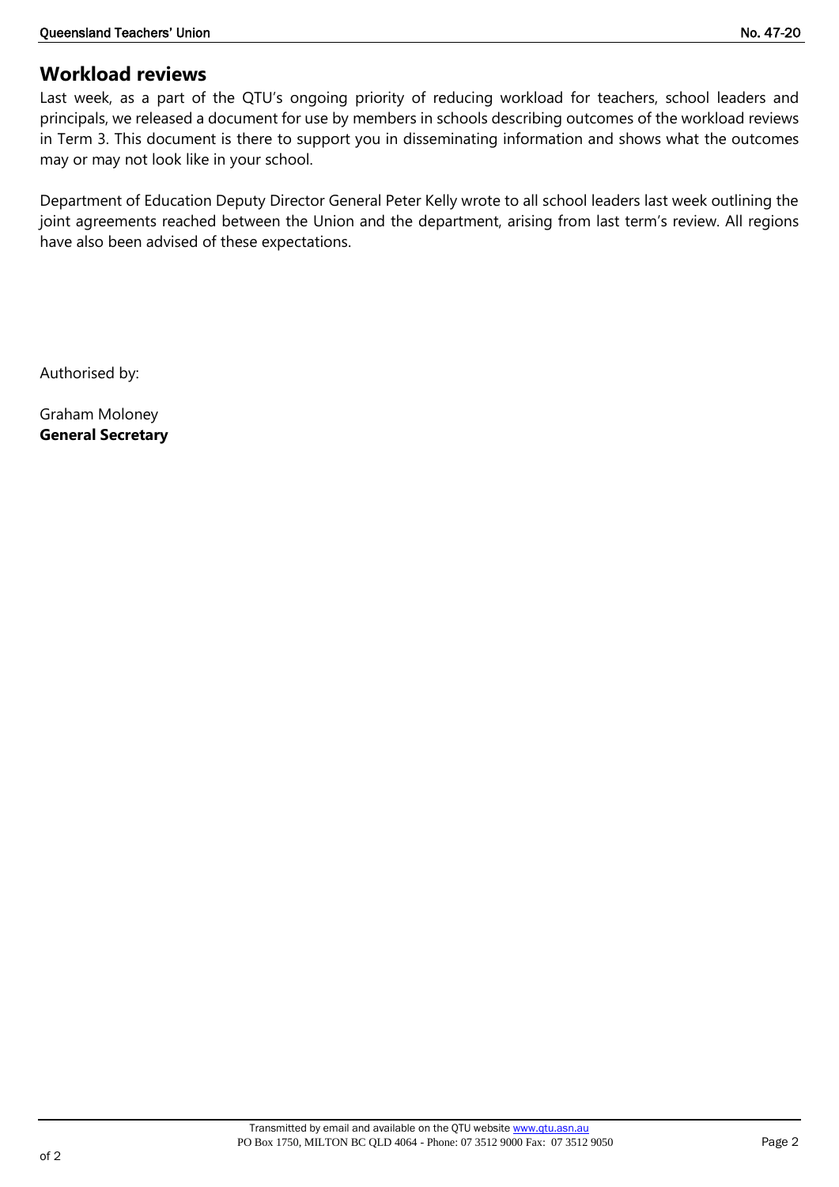## Workload reviews

Last week, as a part of the QTU's ongoing priority of reducing workload for teachers, school leaders and principals, we released a document for use by members in schools describing outcomes of the workload reviews in Term 3. This document is there to support you in disseminating information and shows what the outcomes may or may not look like in your school.

Department of Education Deputy Director General Peter Kelly wrote to all school leaders last week outlining the joint agreements reached between the Union and the department, arising from last term's review. All regions have also been advised of these expectations.

Authorised by:

Graham Moloney
**General Secretary**